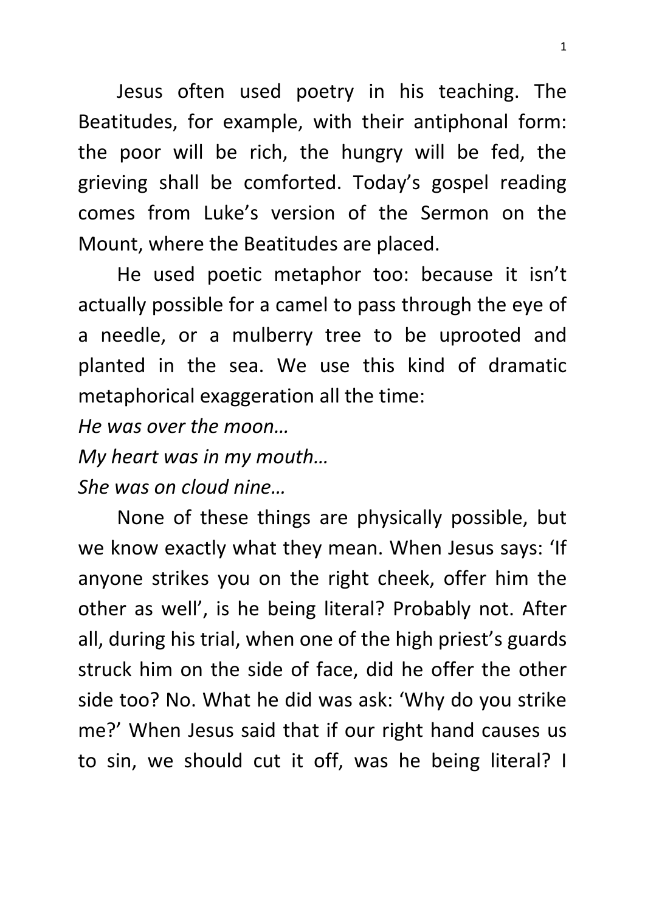Jesus often used poetry in his teaching. The Beatitudes, for example, with their antiphonal form: the poor will be rich, the hungry will be fed, the grieving shall be comforted. Today's gospel reading comes from Luke's version of the Sermon on the Mount, where the Beatitudes are placed.

He used poetic metaphor too: because it isn't actually possible for a camel to pass through the eye of a needle, or a mulberry tree to be uprooted and planted in the sea. We use this kind of dramatic metaphorical exaggeration all the time:

*He was over the moon…*

*My heart was in my mouth…*

*She was on cloud nine…*

None of these things are physically possible, but we know exactly what they mean. When Jesus says: 'If anyone strikes you on the right cheek, offer him the other as well', is he being literal? Probably not. After all, during his trial, when one of the high priest's guards struck him on the side of face, did he offer the other side too? No. What he did was ask: 'Why do you strike me?' When Jesus said that if our right hand causes us to sin, we should cut it off, was he being literal? I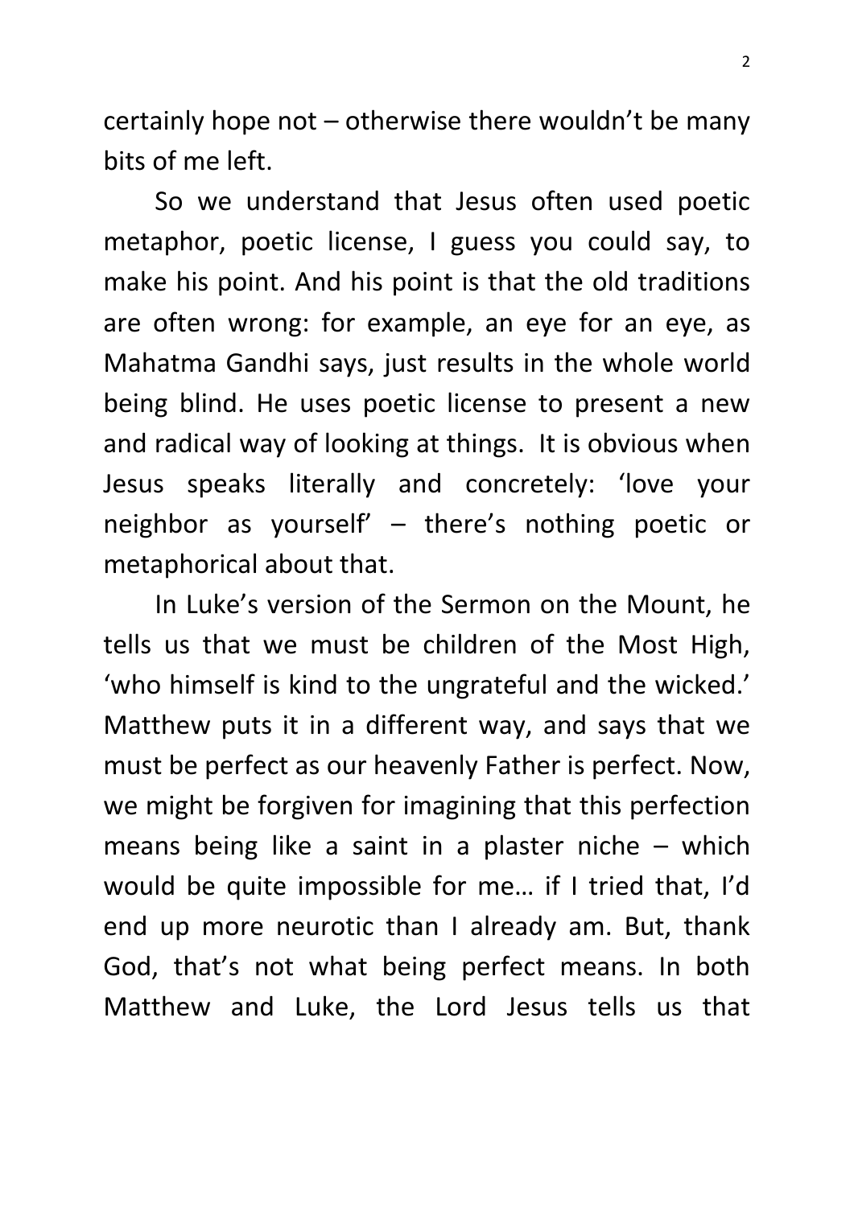certainly hope not – otherwise there wouldn't be many bits of me left.

So we understand that Jesus often used poetic metaphor, poetic license, I guess you could say, to make his point. And his point is that the old traditions are often wrong: for example, an eye for an eye, as Mahatma Gandhi says, just results in the whole world being blind. He uses poetic license to present a new and radical way of looking at things. It is obvious when Jesus speaks literally and concretely: 'love your neighbor as yourself' – there's nothing poetic or metaphorical about that.

In Luke's version of the Sermon on the Mount, he tells us that we must be children of the Most High, 'who himself is kind to the ungrateful and the wicked.' Matthew puts it in a different way, and says that we must be perfect as our heavenly Father is perfect. Now, we might be forgiven for imagining that this perfection means being like a saint in a plaster niche – which would be quite impossible for me… if I tried that, I'd end up more neurotic than I already am. But, thank God, that's not what being perfect means. In both Matthew and Luke, the Lord Jesus tells us that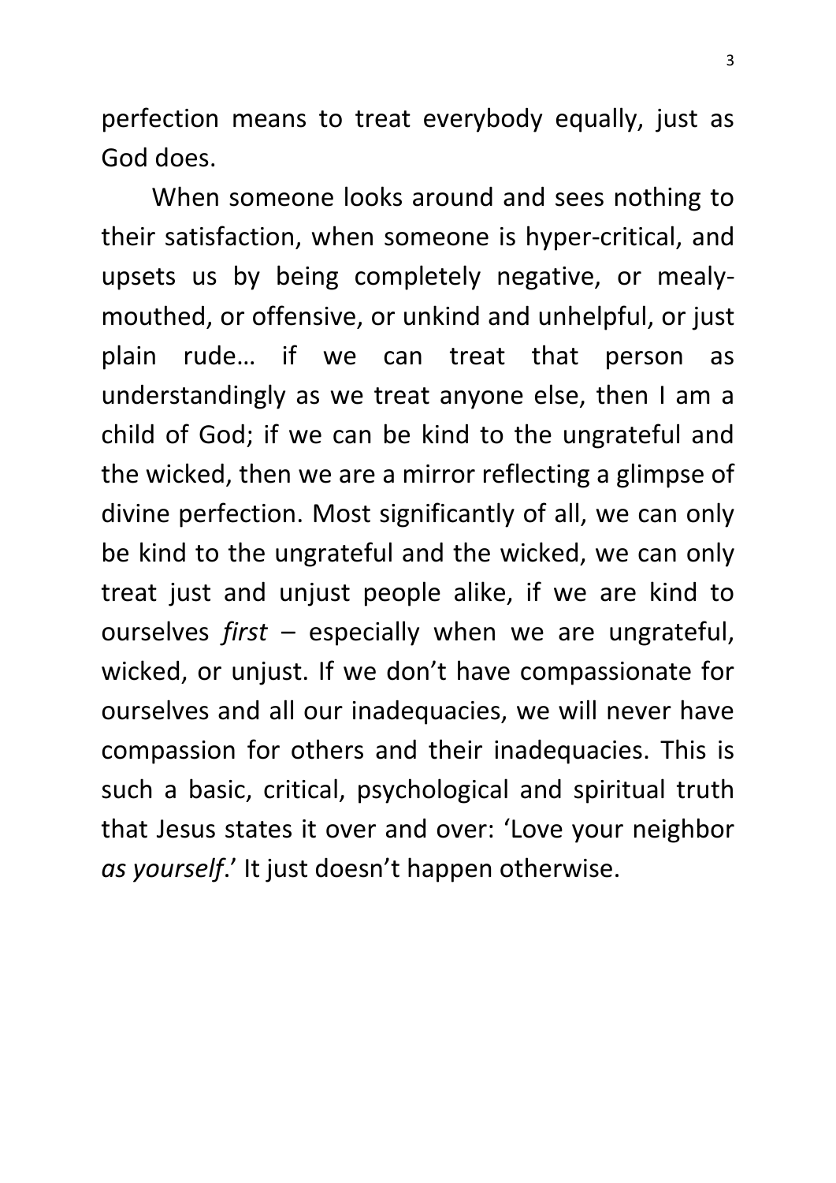perfection means to treat everybody equally, just as God does.

When someone looks around and sees nothing to their satisfaction, when someone is hyper-critical, and upsets us by being completely negative, or mealy-mouthed, or offensive, or unkind and unhelpful, or just plain rude… if we can treat that person as understandingly as we treat anyone else, then I am a child of God; if we can be kind to the ungrateful and the wicked, then we are a mirror reflecting a glimpse of divine perfection. Most significantly of all, we can only be kind to the ungrateful and the wicked, we can only treat just and unjust people alike, if we are kind to ourselves *first* – especially when we are ungrateful, wicked, or unjust. If we don't have compassionate for ourselves and all our inadequacies, we will never have compassion for others and their inadequacies. This is such a basic, critical, psychological and spiritual truth that Jesus states it over and over: 'Love your neighbor *as yourself*.' It just doesn't happen otherwise.